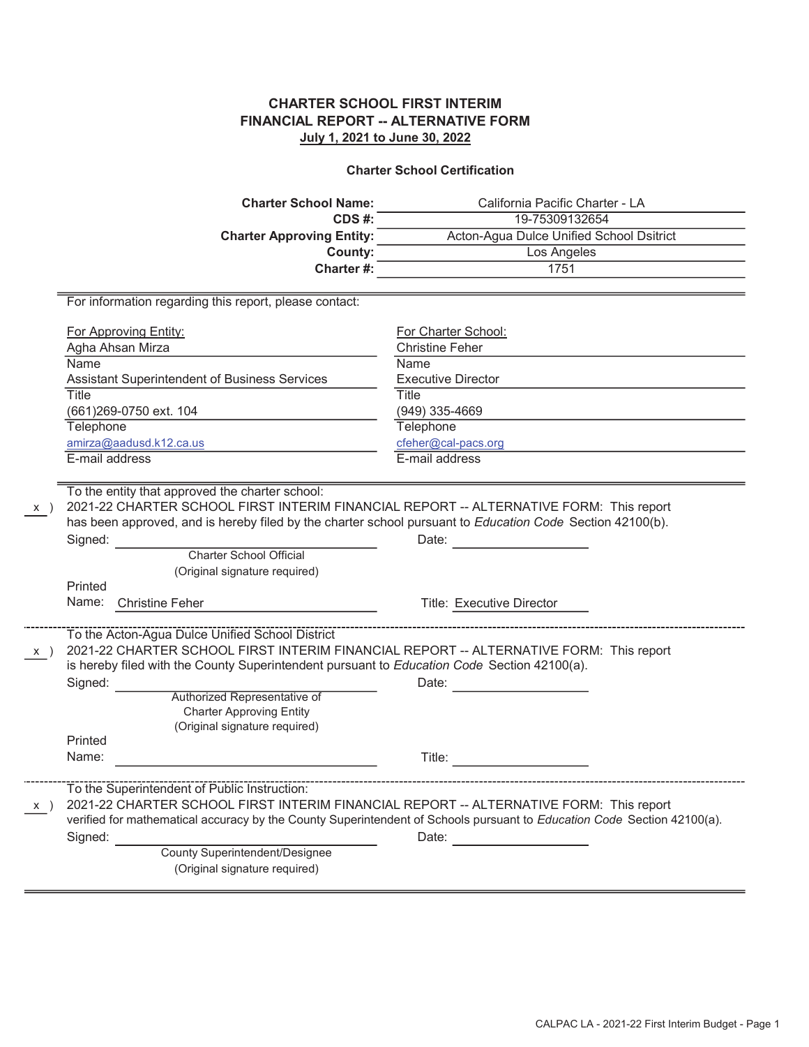# CHARTER SCHOOL FIRST INTERIM FINANCIAL REPORT -- ALTERNATIVE FORM

**July 1, 2021 to June 30, 2022**

### Charter School Certification

| | |
|---|---|
| **Charter School Name:** | California Pacific Charter - LA |
| **CDS #:** | 19-75309132654 |
| **Charter Approving Entity:** | Acton-Agua Dulce Unified School Dsitrict |
| **County:** | Los Angeles |
| **Charter #:** | 1751 |

For information regarding this report, please contact:

| For Approving Entity: | For Charter School: |
|---|---|
| Agha Ahsan Mirza | Christine Feher |
| Name | Name |
| Assistant Superintendent of Business Services | Executive Director |
| Title | Title |
| (661)269-0750 ext. 104 | (949) 335-4669 |
| Telephone | Telephone |
| amirza@aadusd.k12.ca.us | cfeher@cal-pacs.org |
| E-mail address | E-mail address |

---

To the entity that approved the charter school:

x ) 2021-22 CHARTER SCHOOL FIRST INTERIM FINANCIAL REPORT -- ALTERNATIVE FORM: This report has been approved, and is hereby filed by the charter school pursuant to *Education Code* Section 42100(b).

Signed: ______________________ Date: ______________
Charter School Official
(Original signature required)

Printed Name: Christine Feher Title: Executive Director

---

To the Acton-Agua Dulce Unified School District

x ) 2021-22 CHARTER SCHOOL FIRST INTERIM FINANCIAL REPORT -- ALTERNATIVE FORM: This report is hereby filed with the County Superintendent pursuant to *Education Code* Section 42100(a).

Signed: ______________________ Date: ______________
Authorized Representative of
Charter Approving Entity
(Original signature required)

Printed Name: ______________________ Title: ______________

---

To the Superintendent of Public Instruction:

x ) 2021-22 CHARTER SCHOOL FIRST INTERIM FINANCIAL REPORT -- ALTERNATIVE FORM: This report verified for mathematical accuracy by the County Superintendent of Schools pursuant to *Education Code* Section 42100(a).

Signed: ______________________ Date: ______________
County Superintendent/Designee
(Original signature required)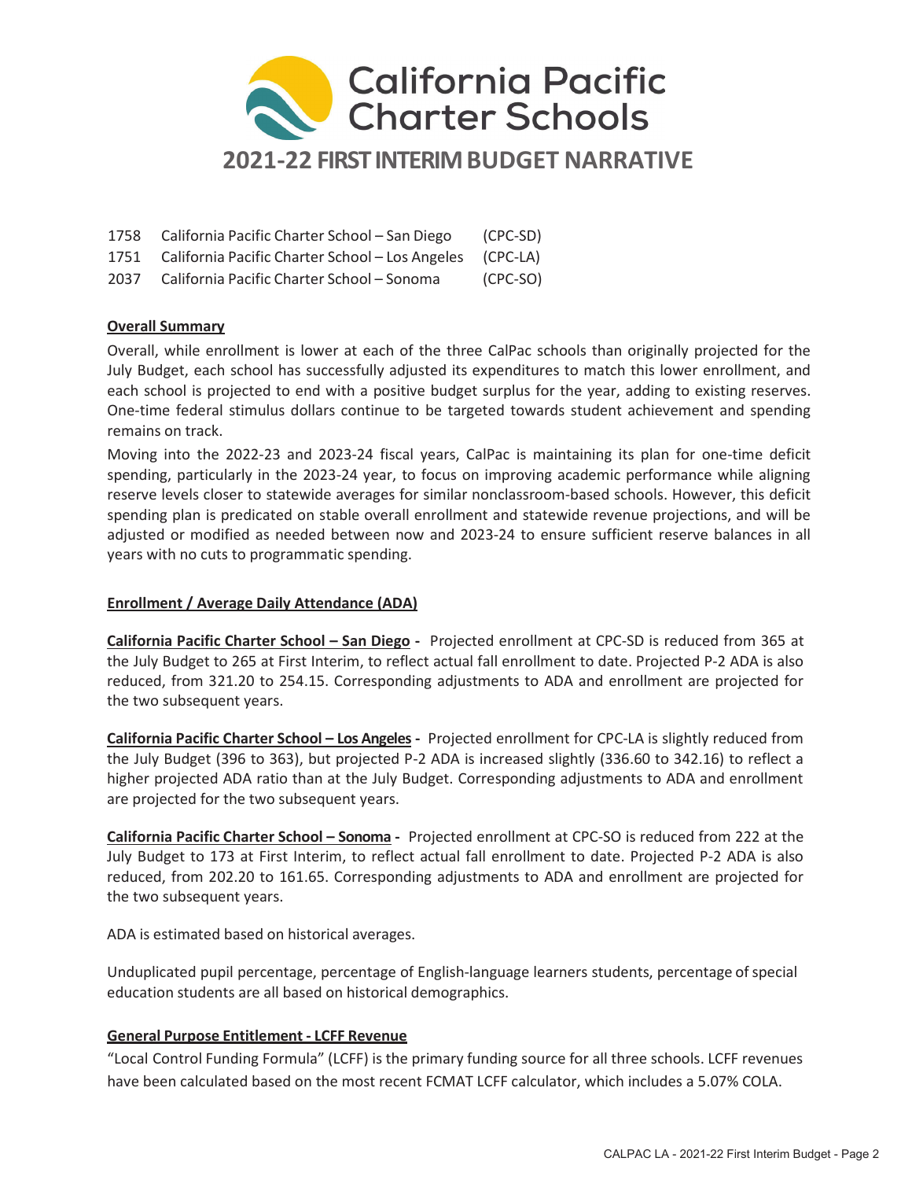# California Pacific Charter Schools

## 2021-22 FIRST INTERIM BUDGET NARRATIVE

| | | |
|---|---|---|
| 1758 | California Pacific Charter School – San Diego | (CPC-SD) |
| 1751 | California Pacific Charter School – Los Angeles | (CPC-LA) |
| 2037 | California Pacific Charter School – Sonoma | (CPC-SO) |

### Overall Summary

Overall, while enrollment is lower at each of the three CalPac schools than originally projected for the July Budget, each school has successfully adjusted its expenditures to match this lower enrollment, and each school is projected to end with a positive budget surplus for the year, adding to existing reserves. One-time federal stimulus dollars continue to be targeted towards student achievement and spending remains on track.

Moving into the 2022-23 and 2023-24 fiscal years, CalPac is maintaining its plan for one-time deficit spending, particularly in the 2023-24 year, to focus on improving academic performance while aligning reserve levels closer to statewide averages for similar nonclassroom-based schools. However, this deficit spending plan is predicated on stable overall enrollment and statewide revenue projections, and will be adjusted or modified as needed between now and 2023-24 to ensure sufficient reserve balances in all years with no cuts to programmatic spending.

### Enrollment / Average Daily Attendance (ADA)

**California Pacific Charter School – San Diego -** Projected enrollment at CPC-SD is reduced from 365 at the July Budget to 265 at First Interim, to reflect actual fall enrollment to date. Projected P-2 ADA is also reduced, from 321.20 to 254.15. Corresponding adjustments to ADA and enrollment are projected for the two subsequent years.

**California Pacific Charter School – Los Angeles -** Projected enrollment for CPC-LA is slightly reduced from the July Budget (396 to 363), but projected P-2 ADA is increased slightly (336.60 to 342.16) to reflect a higher projected ADA ratio than at the July Budget. Corresponding adjustments to ADA and enrollment are projected for the two subsequent years.

**California Pacific Charter School – Sonoma -** Projected enrollment at CPC-SO is reduced from 222 at the July Budget to 173 at First Interim, to reflect actual fall enrollment to date. Projected P-2 ADA is also reduced, from 202.20 to 161.65. Corresponding adjustments to ADA and enrollment are projected for the two subsequent years.

ADA is estimated based on historical averages.

Unduplicated pupil percentage, percentage of English-language learners students, percentage of special education students are all based on historical demographics.

### General Purpose Entitlement - LCFF Revenue

"Local Control Funding Formula" (LCFF) is the primary funding source for all three schools. LCFF revenues have been calculated based on the most recent FCMAT LCFF calculator, which includes a 5.07% COLA.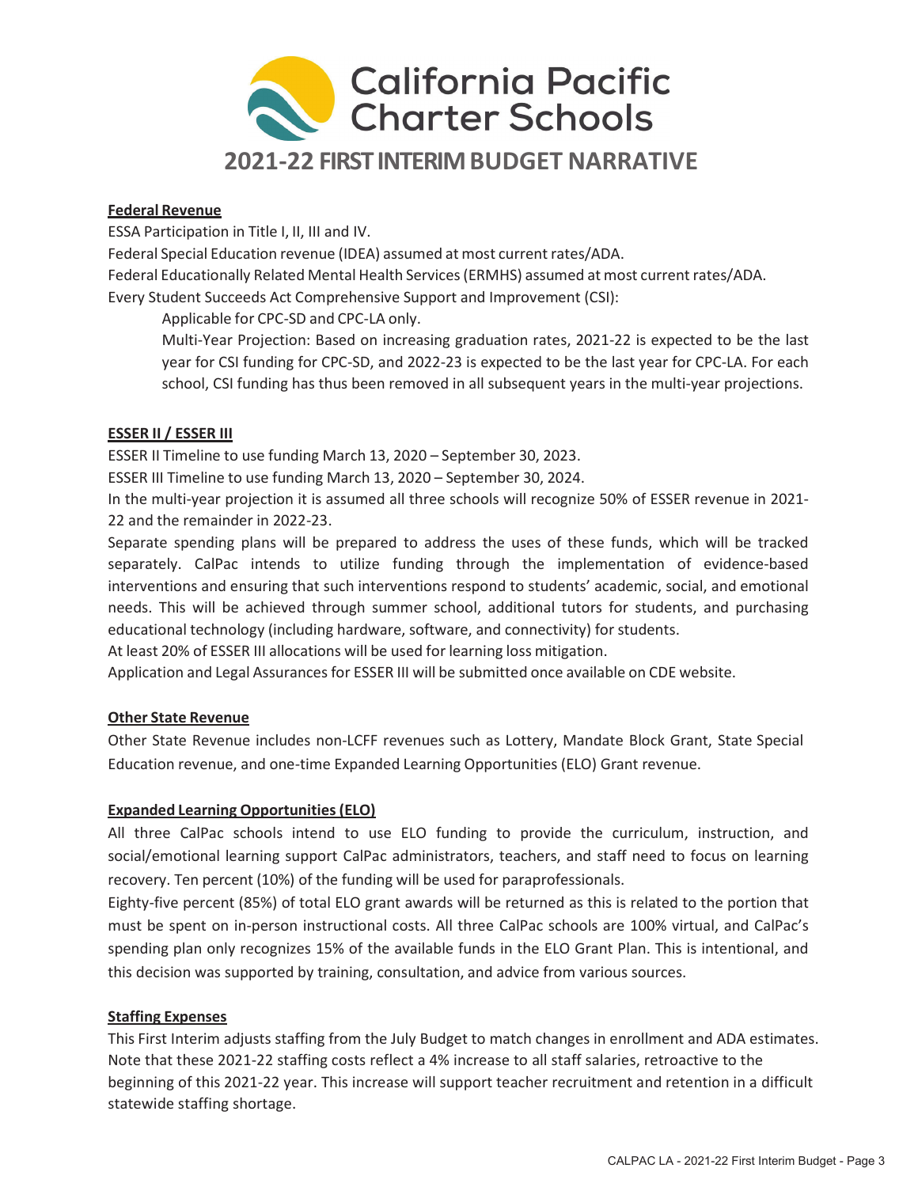California Pacific Charter Schools

# 2021-22 FIRST INTERIM BUDGET NARRATIVE

## Federal Revenue

ESSA Participation in Title I, II, III and IV.

Federal Special Education revenue (IDEA) assumed at most current rates/ADA.

Federal Educationally Related Mental Health Services (ERMHS) assumed at most current rates/ADA.

Every Student Succeeds Act Comprehensive Support and Improvement (CSI):

> Applicable for CPC-SD and CPC-LA only.
>
> Multi-Year Projection: Based on increasing graduation rates, 2021-22 is expected to be the last year for CSI funding for CPC-SD, and 2022-23 is expected to be the last year for CPC-LA. For each school, CSI funding has thus been removed in all subsequent years in the multi-year projections.

## ESSER II / ESSER III

ESSER II Timeline to use funding March 13, 2020 – September 30, 2023.

ESSER III Timeline to use funding March 13, 2020 – September 30, 2024.

In the multi-year projection it is assumed all three schools will recognize 50% of ESSER revenue in 2021-22 and the remainder in 2022-23.

Separate spending plans will be prepared to address the uses of these funds, which will be tracked separately. CalPac intends to utilize funding through the implementation of evidence-based interventions and ensuring that such interventions respond to students' academic, social, and emotional needs. This will be achieved through summer school, additional tutors for students, and purchasing educational technology (including hardware, software, and connectivity) for students.

At least 20% of ESSER III allocations will be used for learning loss mitigation.

Application and Legal Assurances for ESSER III will be submitted once available on CDE website.

## Other State Revenue

Other State Revenue includes non-LCFF revenues such as Lottery, Mandate Block Grant, State Special Education revenue, and one-time Expanded Learning Opportunities (ELO) Grant revenue.

## Expanded Learning Opportunities (ELO)

All three CalPac schools intend to use ELO funding to provide the curriculum, instruction, and social/emotional learning support CalPac administrators, teachers, and staff need to focus on learning recovery. Ten percent (10%) of the funding will be used for paraprofessionals.

Eighty-five percent (85%) of total ELO grant awards will be returned as this is related to the portion that must be spent on in-person instructional costs. All three CalPac schools are 100% virtual, and CalPac's spending plan only recognizes 15% of the available funds in the ELO Grant Plan. This is intentional, and this decision was supported by training, consultation, and advice from various sources.

## Staffing Expenses

This First Interim adjusts staffing from the July Budget to match changes in enrollment and ADA estimates. Note that these 2021-22 staffing costs reflect a 4% increase to all staff salaries, retroactive to the beginning of this 2021-22 year. This increase will support teacher recruitment and retention in a difficult statewide staffing shortage.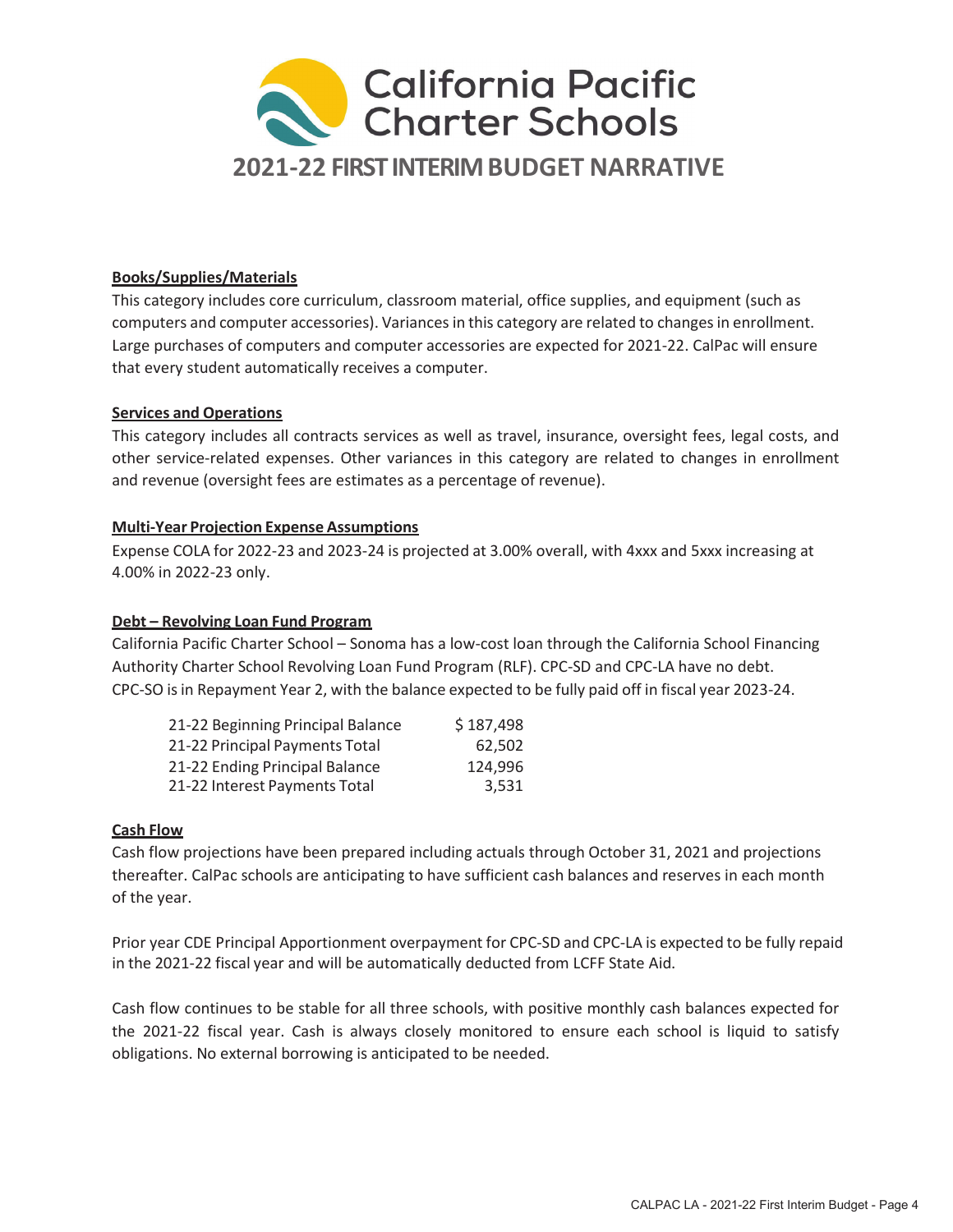# California Pacific Charter Schools

## 2021-22 FIRST INTERIM BUDGET NARRATIVE

**Books/Supplies/Materials**

This category includes core curriculum, classroom material, office supplies, and equipment (such as computers and computer accessories). Variances in this category are related to changes in enrollment. Large purchases of computers and computer accessories are expected for 2021-22. CalPac will ensure that every student automatically receives a computer.

**Services and Operations**

This category includes all contracts services as well as travel, insurance, oversight fees, legal costs, and other service-related expenses. Other variances in this category are related to changes in enrollment and revenue (oversight fees are estimates as a percentage of revenue).

**Multi-Year Projection Expense Assumptions**

Expense COLA for 2022-23 and 2023-24 is projected at 3.00% overall, with 4xxx and 5xxx increasing at 4.00% in 2022-23 only.

**Debt – Revolving Loan Fund Program**

California Pacific Charter School – Sonoma has a low-cost loan through the California School Financing Authority Charter School Revolving Loan Fund Program (RLF). CPC-SD and CPC-LA have no debt. CPC-SO is in Repayment Year 2, with the balance expected to be fully paid off in fiscal year 2023-24.

| | |
|---|---|
| 21-22 Beginning Principal Balance | $ 187,498 |
| 21-22 Principal Payments Total | 62,502 |
| 21-22 Ending Principal Balance | 124,996 |
| 21-22 Interest Payments Total | 3,531 |

**Cash Flow**

Cash flow projections have been prepared including actuals through October 31, 2021 and projections thereafter. CalPac schools are anticipating to have sufficient cash balances and reserves in each month of the year.

Prior year CDE Principal Apportionment overpayment for CPC-SD and CPC-LA is expected to be fully repaid in the 2021-22 fiscal year and will be automatically deducted from LCFF State Aid.

Cash flow continues to be stable for all three schools, with positive monthly cash balances expected for the 2021-22 fiscal year. Cash is always closely monitored to ensure each school is liquid to satisfy obligations. No external borrowing is anticipated to be needed.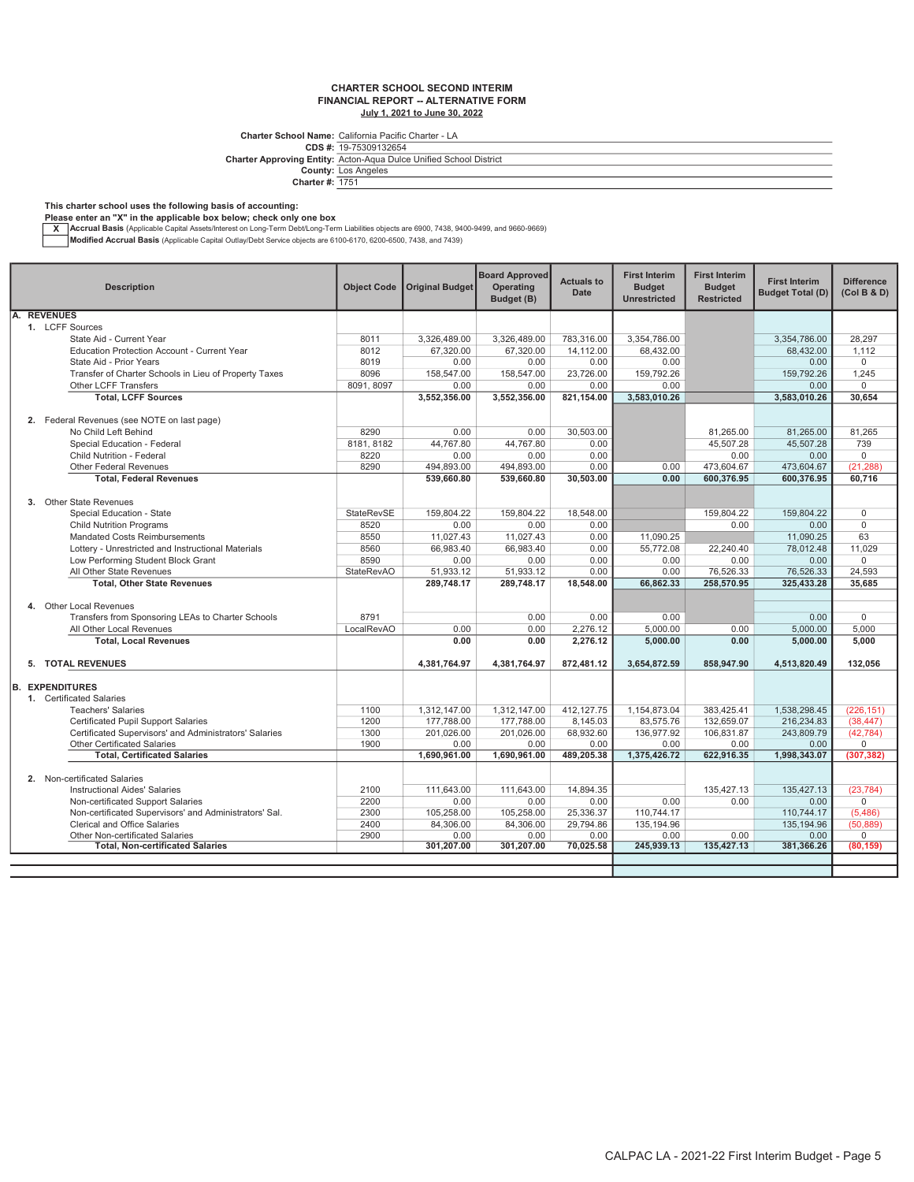**CHARTER SCHOOL SECOND INTERIM**
**FINANCIAL REPORT -- ALTERNATIVE FORM**
**July 1, 2021 to June 30, 2022**

**Charter School Name:** California Pacific Charter - LA
**CDS #:** 19-75309132654
**Charter Approving Entity:** Acton-Aqua Dulce Unified School District
**County:** Los Angeles
**Charter #:** 1751

**This charter school uses the following basis of accounting:**
**Please enter an "X" in the applicable box below; check only one box**

| | |
|---|---|
| X | **Accrual Basis** (Applicable Capital Assets/Interest on Long-Term Debt/Long-Term Liabilities objects are 6900, 7438, 9400-9499, and 9660-9669) |
| | **Modified Accrual Basis** (Applicable Capital Outlay/Debt Service objects are 6100-6170, 6200-6500, 7438, and 7439) |

| Description | Object Code | Original Budget | Board Approved Operating Budget (B) | Actuals to Date | First Interim Budget Unrestricted | First Interim Budget Restricted | First Interim Budget Total (D) | Difference (Col B & D) |
|---|---|---|---|---|---|---|---|---|
| **A. REVENUES** | | | | | | | | |
| 1. LCFF Sources | | | | | | | | |
| State Aid - Current Year | 8011 | 3,326,489.00 | 3,326,489.00 | 783,316.00 | 3,354,786.00 | | 3,354,786.00 | 28,297 |
| Education Protection Account - Current Year | 8012 | 67,320.00 | 67,320.00 | 14,112.00 | 68,432.00 | | 68,432.00 | 1,112 |
| State Aid - Prior Years | 8019 | 0.00 | 0.00 | 0.00 | 0.00 | | 0.00 | 0 |
| Transfer of Charter Schools in Lieu of Property Taxes | 8096 | 158,547.00 | 158,547.00 | 23,726.00 | 159,792.26 | | 159,792.26 | 1,245 |
| Other LCFF Transfers | 8091, 8097 | 0.00 | 0.00 | 0.00 | 0.00 | | 0.00 | 0 |
| **Total, LCFF Sources** | | **3,552,356.00** | **3,552,356.00** | **821,154.00** | **3,583,010.26** | | **3,583,010.26** | **30,654** |
| 2. Federal Revenues (see NOTE on last page) | | | | | | | | |
| No Child Left Behind | 8290 | 0.00 | 0.00 | 30,503.00 | | 81,265.00 | 81,265.00 | 81,265 |
| Special Education - Federal | 8181, 8182 | 44,767.80 | 44,767.80 | 0.00 | | 45,507.28 | 45,507.28 | 739 |
| Child Nutrition - Federal | 8220 | 0.00 | 0.00 | 0.00 | | 0.00 | 0.00 | 0 |
| Other Federal Revenues | 8290 | 494,893.00 | 494,893.00 | 0.00 | 0.00 | 473,604.67 | 473,604.67 | (21,288) |
| **Total, Federal Revenues** | | **539,660.80** | **539,660.80** | **30,503.00** | **0.00** | **600,376.95** | **600,376.95** | **60,716** |
| 3. Other State Revenues | | | | | | | | |
| Special Education - State | StateRevSE | 159,804.22 | 159,804.22 | 18,548.00 | | 159,804.22 | 159,804.22 | 0 |
| Child Nutrition Programs | 8520 | 0.00 | 0.00 | 0.00 | | 0.00 | 0.00 | 0 |
| Mandated Costs Reimbursements | 8550 | 11,027.43 | 11,027.43 | 0.00 | 11,090.25 | | 11,090.25 | 63 |
| Lottery - Unrestricted and Instructional Materials | 8560 | 66,983.40 | 66,983.40 | 0.00 | 55,772.08 | 22,240.40 | 78,012.48 | 11,029 |
| Low Performing Student Block Grant | 8590 | 0.00 | 0.00 | 0.00 | 0.00 | 0.00 | 0.00 | 0 |
| All Other State Revenues | StateRevAO | 51,933.12 | 51,933.12 | 0.00 | 0.00 | 76,526.33 | 76,526.33 | 24,593 |
| **Total, Other State Revenues** | | **289,748.17** | **289,748.17** | **18,548.00** | **66,862.33** | **258,570.95** | **325,433.28** | **35,685** |
| 4. Other Local Revenues | | | | | | | | |
| Transfers from Sponsoring LEAs to Charter Schools | 8791 | | 0.00 | 0.00 | 0.00 | | 0.00 | 0 |
| All Other Local Revenues | LocalRevAO | 0.00 | 0.00 | 2,276.12 | 5,000.00 | 0.00 | 5,000.00 | 5,000 |
| **Total, Local Revenues** | | **0.00** | **0.00** | **2,276.12** | **5,000.00** | **0.00** | **5,000.00** | **5,000** |
| **5. TOTAL REVENUES** | | **4,381,764.97** | **4,381,764.97** | **872,481.12** | **3,654,872.59** | **858,947.90** | **4,513,820.49** | **132,056** |
| **B. EXPENDITURES** | | | | | | | | |
| 1. Certificated Salaries | | | | | | | | |
| Teachers' Salaries | 1100 | 1,312,147.00 | 1,312,147.00 | 412,127.75 | 1,154,873.04 | 383,425.41 | 1,538,298.45 | (226,151) |
| Certificated Pupil Support Salaries | 1200 | 177,788.00 | 177,788.00 | 8,145.03 | 83,575.76 | 132,659.07 | 216,234.83 | (38,447) |
| Certificated Supervisors' and Administrators' Salaries | 1300 | 201,026.00 | 201,026.00 | 68,932.60 | 136,977.92 | 106,831.87 | 243,809.79 | (42,784) |
| Other Certificated Salaries | 1900 | 0.00 | 0.00 | 0.00 | 0.00 | 0.00 | 0.00 | 0 |
| **Total, Certificated Salaries** | | **1,690,961.00** | **1,690,961.00** | **489,205.38** | **1,375,426.72** | **622,916.35** | **1,998,343.07** | **(307,382)** |
| 2. Non-certificated Salaries | | | | | | | | |
| Instructional Aides' Salaries | 2100 | 111,643.00 | 111,643.00 | 14,894.35 | | 135,427.13 | 135,427.13 | (23,784) |
| Non-certificated Support Salaries | 2200 | 0.00 | 0.00 | 0.00 | 0.00 | 0.00 | 0.00 | 0 |
| Non-certificated Supervisors' and Administrators' Sal. | 2300 | 105,258.00 | 105,258.00 | 25,336.37 | 110,744.17 | | 110,744.17 | (5,486) |
| Clerical and Office Salaries | 2400 | 84,306.00 | 84,306.00 | 29,794.86 | 135,194.96 | | 135,194.96 | (50,889) |
| Other Non-certificated Salaries | 2900 | 0.00 | 0.00 | 0.00 | 0.00 | 0.00 | 0.00 | 0 |
| **Total, Non-certificated Salaries** | | **301,207.00** | **301,207.00** | **70,025.58** | **245,939.13** | **135,427.13** | **381,366.26** | **(80,159)** |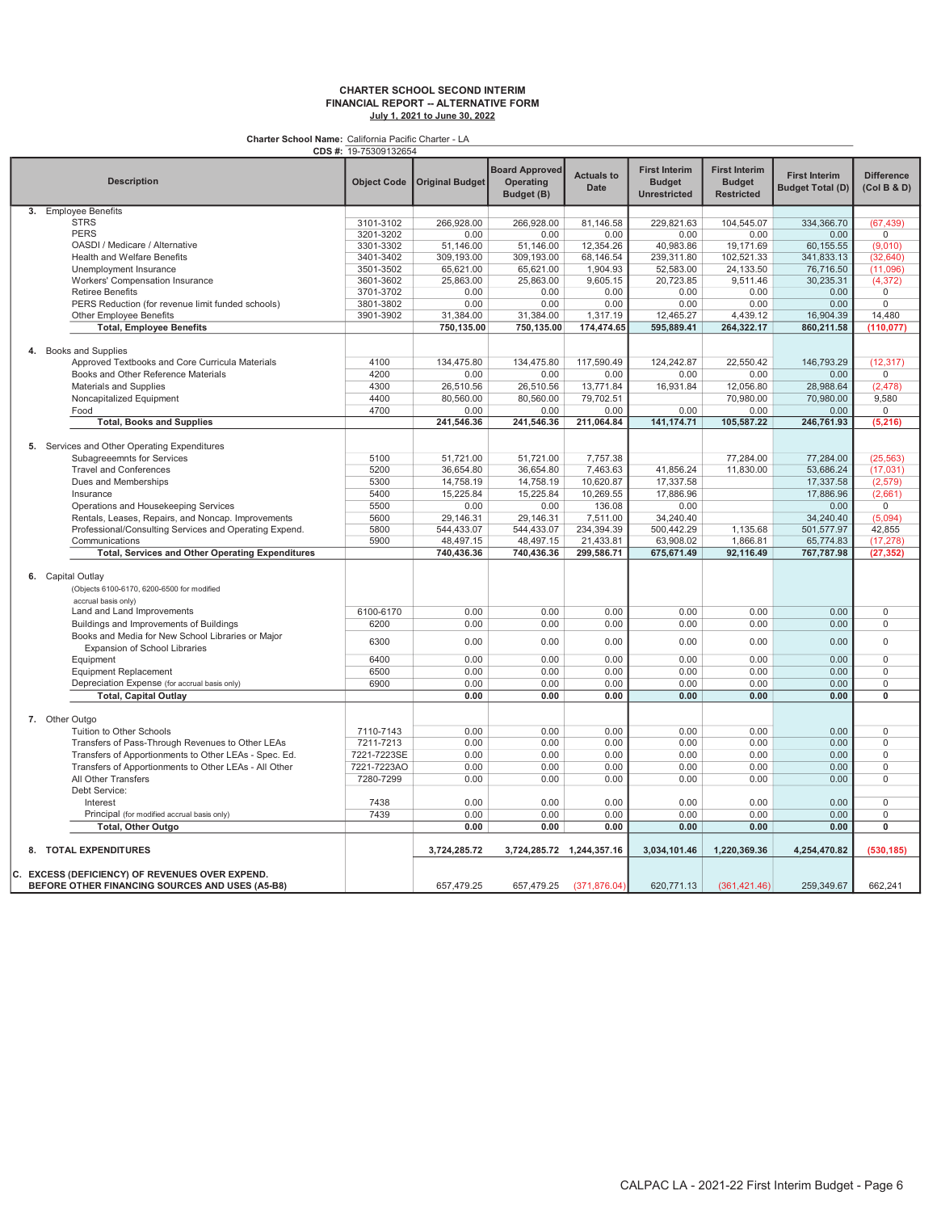**CHARTER SCHOOL SECOND INTERIM**
**FINANCIAL REPORT -- ALTERNATIVE FORM**
**July 1, 2021 to June 30, 2022**

**Charter School Name:** California Pacific Charter - LA
**CDS #:** 19-75309132654

| Description | Object Code | Original Budget | Board Approved Operating Budget (B) | Actuals to Date | First Interim Budget Unrestricted | First Interim Budget Restricted | First Interim Budget Total (D) | Difference (Col B & D) |
|---|---|---|---|---|---|---|---|---|
| **3. Employee Benefits** | | | | | | | | |
| STRS | 3101-3102 | 266,928.00 | 266,928.00 | 81,146.58 | 229,821.63 | 104,545.07 | 334,366.70 | (67,439) |
| PERS | 3201-3202 | 0.00 | 0.00 | 0.00 | 0.00 | 0.00 | 0.00 | 0 |
| OASDI / Medicare / Alternative | 3301-3302 | 51,146.00 | 51,146.00 | 12,354.26 | 40,983.86 | 19,171.69 | 60,155.55 | (9,010) |
| Health and Welfare Benefits | 3401-3402 | 309,193.00 | 309,193.00 | 68,146.54 | 239,311.80 | 102,521.33 | 341,833.13 | (32,640) |
| Unemployment Insurance | 3501-3502 | 65,621.00 | 65,621.00 | 1,904.93 | 52,583.00 | 24,133.50 | 76,716.50 | (11,096) |
| Workers' Compensation Insurance | 3601-3602 | 25,863.00 | 25,863.00 | 9,605.15 | 20,723.85 | 9,511.46 | 30,235.31 | (4,372) |
| Retiree Benefits | 3701-3702 | 0.00 | 0.00 | 0.00 | 0.00 | 0.00 | 0.00 | 0 |
| PERS Reduction (for revenue limit funded schools) | 3801-3802 | 0.00 | 0.00 | 0.00 | 0.00 | 0.00 | 0.00 | 0 |
| Other Employee Benefits | 3901-3902 | 31,384.00 | 31,384.00 | 1,317.19 | 12,465.27 | 4,439.12 | 16,904.39 | 14,480 |
| **Total, Employee Benefits** | | **750,135.00** | **750,135.00** | **174,474.65** | **595,889.41** | **264,322.17** | **860,211.58** | **(110,077)** |
| **4. Books and Supplies** | | | | | | | | |
| Approved Textbooks and Core Curricula Materials | 4100 | 134,475.80 | 134,475.80 | 117,590.49 | 124,242.87 | 22,550.42 | 146,793.29 | (12,317) |
| Books and Other Reference Materials | 4200 | 0.00 | 0.00 | 0.00 | 0.00 | 0.00 | 0.00 | 0 |
| Materials and Supplies | 4300 | 26,510.56 | 26,510.56 | 13,771.84 | 16,931.84 | 12,056.80 | 28,988.64 | (2,478) |
| Noncapitalized Equipment | 4400 | 80,560.00 | 80,560.00 | 79,702.51 | | 70,980.00 | 70,980.00 | 9,580 |
| Food | 4700 | 0.00 | 0.00 | 0.00 | 0.00 | 0.00 | 0.00 | 0 |
| **Total, Books and Supplies** | | **241,546.36** | **241,546.36** | **211,064.84** | **141,174.71** | **105,587.22** | **246,761.93** | **(5,216)** |
| **5. Services and Other Operating Expenditures** | | | | | | | | |
| Subagreeemnts for Services | 5100 | 51,721.00 | 51,721.00 | 7,757.38 | | 77,284.00 | 77,284.00 | (25,563) |
| Travel and Conferences | 5200 | 36,654.80 | 36,654.80 | 7,463.63 | 41,856.24 | 11,830.00 | 53,686.24 | (17,031) |
| Dues and Memberships | 5300 | 14,758.19 | 14,758.19 | 10,620.87 | 17,337.58 | | 17,337.58 | (2,579) |
| Insurance | 5400 | 15,225.84 | 15,225.84 | 10,269.55 | 17,886.96 | | 17,886.96 | (2,661) |
| Operations and Housekeeping Services | 5500 | 0.00 | 0.00 | 136.08 | 0.00 | | 0.00 | 0 |
| Rentals, Leases, Repairs, and Noncap. Improvements | 5600 | 29,146.31 | 29,146.31 | 7,511.00 | 34,240.40 | | 34,240.40 | (5,094) |
| Professional/Consulting Services and Operating Expend. | 5800 | 544,433.07 | 544,433.07 | 234,394.39 | 500,442.29 | 1,135.68 | 501,577.97 | 42,855 |
| Communications | 5900 | 48,497.15 | 48,497.15 | 21,433.81 | 63,908.02 | 1,866.81 | 65,774.83 | (17,278) |
| **Total, Services and Other Operating Expenditures** | | **740,436.36** | **740,436.36** | **299,586.71** | **675,671.49** | **92,116.49** | **767,787.98** | **(27,352)** |
| **6. Capital Outlay** (Objects 6100-6170, 6200-6500 for modified accrual basis only) | | | | | | | | |
| Land and Land Improvements | 6100-6170 | 0.00 | 0.00 | 0.00 | 0.00 | 0.00 | 0.00 | 0 |
| Buildings and Improvements of Buildings | 6200 | 0.00 | 0.00 | 0.00 | 0.00 | 0.00 | 0.00 | 0 |
| Books and Media for New School Libraries or Major Expansion of School Libraries | 6300 | 0.00 | 0.00 | 0.00 | 0.00 | 0.00 | 0.00 | 0 |
| Equipment | 6400 | 0.00 | 0.00 | 0.00 | 0.00 | 0.00 | 0.00 | 0 |
| Equipment Replacement | 6500 | 0.00 | 0.00 | 0.00 | 0.00 | 0.00 | 0.00 | 0 |
| Depreciation Expense (for accrual basis only) | 6900 | 0.00 | 0.00 | 0.00 | 0.00 | 0.00 | 0.00 | 0 |
| **Total, Capital Outlay** | | **0.00** | **0.00** | **0.00** | **0.00** | **0.00** | **0.00** | **0** |
| **7. Other Outgo** | | | | | | | | |
| Tuition to Other Schools | 7110-7143 | 0.00 | 0.00 | 0.00 | 0.00 | 0.00 | 0.00 | 0 |
| Transfers of Pass-Through Revenues to Other LEAs | 7211-7213 | 0.00 | 0.00 | 0.00 | 0.00 | 0.00 | 0.00 | 0 |
| Transfers of Apportionments to Other LEAs - Spec. Ed. | 7221-7223SE | 0.00 | 0.00 | 0.00 | 0.00 | 0.00 | 0.00 | 0 |
| Transfers of Apportionments to Other LEAs - All Other | 7221-7223AO | 0.00 | 0.00 | 0.00 | 0.00 | 0.00 | 0.00 | 0 |
| All Other Transfers | 7280-7299 | 0.00 | 0.00 | 0.00 | 0.00 | 0.00 | 0.00 | 0 |
| Debt Service: | | | | | | | | |
| Interest | 7438 | 0.00 | 0.00 | 0.00 | 0.00 | 0.00 | 0.00 | 0 |
| Principal (for modified accrual basis only) | 7439 | 0.00 | 0.00 | 0.00 | 0.00 | 0.00 | 0.00 | 0 |
| **Total, Other Outgo** | | **0.00** | **0.00** | **0.00** | **0.00** | **0.00** | **0.00** | **0** |
| **8. TOTAL EXPENDITURES** | | **3,724,285.72** | **3,724,285.72** | **1,244,357.16** | **3,034,101.46** | **1,220,369.36** | **4,254,470.82** | **(530,185)** |
| **C. EXCESS (DEFICIENCY) OF REVENUES OVER EXPEND. BEFORE OTHER FINANCING SOURCES AND USES (A5-B8)** | | 657,479.25 | 657,479.25 | (371,876.04) | 620,771.13 | (361,421.46) | 259,349.67 | 662,241 |

CALPAC LA - 2021-22 First Interim Budget - Page 6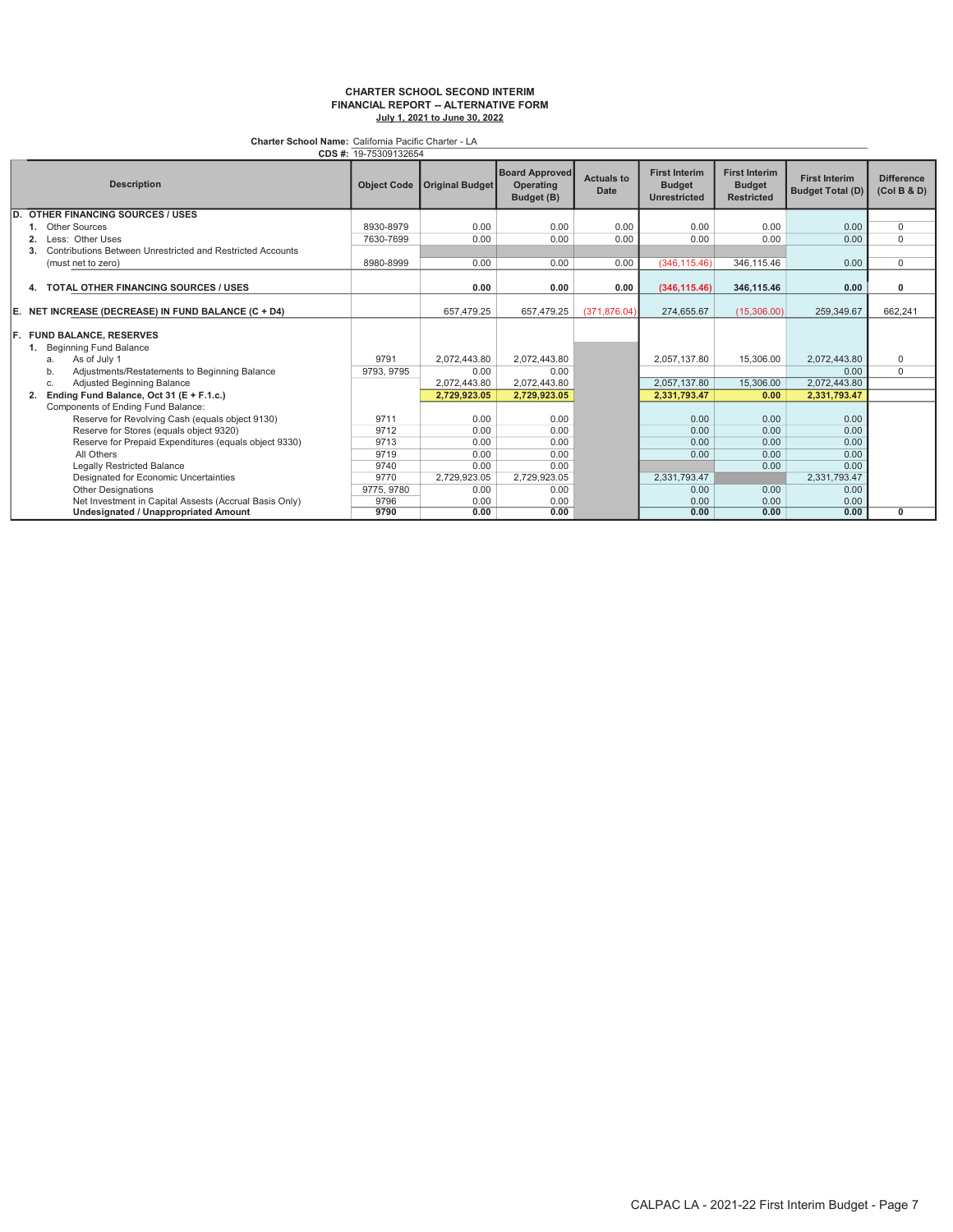**CHARTER SCHOOL SECOND INTERIM**
**FINANCIAL REPORT -- ALTERNATIVE FORM**
**July 1, 2021 to June 30, 2022**

**Charter School Name:** California Pacific Charter - LA
**CDS #:** 19-75309132654

| Description | Object Code | Original Budget | Board Approved Operating Budget (B) | Actuals to Date | First Interim Budget Unrestricted | First Interim Budget Restricted | First Interim Budget Total (D) | Difference (Col B & D) |
|---|---|---|---|---|---|---|---|---|
| **D. OTHER FINANCING SOURCES / USES** | | | | | | | | |
| **1.** Other Sources | 8930-8979 | 0.00 | 0.00 | 0.00 | 0.00 | 0.00 | 0.00 | 0 |
| **2.** Less: Other Uses | 7630-7699 | 0.00 | 0.00 | 0.00 | 0.00 | 0.00 | 0.00 | 0 |
| **3.** Contributions Between Unrestricted and Restricted Accounts (must net to zero) | 8980-8999 | 0.00 | 0.00 | 0.00 | (346,115.46) | 346,115.46 | 0.00 | 0 |
| **4. TOTAL OTHER FINANCING SOURCES / USES** | | **0.00** | **0.00** | **0.00** | **(346,115.46)** | **346,115.46** | **0.00** | **0** |
| **E. NET INCREASE (DECREASE) IN FUND BALANCE (C + D4)** | | 657,479.25 | 657,479.25 | (371,876.04) | 274,655.67 | (15,306.00) | 259,349.67 | 662,241 |
| **F. FUND BALANCE, RESERVES** | | | | | | | | |
| **1.** Beginning Fund Balance | | | | | | | | |
| a. As of July 1 | 9791 | 2,072,443.80 | 2,072,443.80 | | 2,057,137.80 | 15,306.00 | 2,072,443.80 | 0 |
| b. Adjustments/Restatements to Beginning Balance | 9793, 9795 | 0.00 | 0.00 | | | | 0.00 | 0 |
| c. Adjusted Beginning Balance | | 2,072,443.80 | 2,072,443.80 | | 2,057,137.80 | 15,306.00 | 2,072,443.80 | |
| **2. Ending Fund Balance, Oct 31 (E + F.1.c.)** | | **2,729,923.05** | **2,729,923.05** | | **2,331,793.47** | **0.00** | **2,331,793.47** | |
| Components of Ending Fund Balance: | | | | | | | | |
| Reserve for Revolving Cash (equals object 9130) | 9711 | 0.00 | 0.00 | | 0.00 | 0.00 | 0.00 | |
| Reserve for Stores (equals object 9320) | 9712 | 0.00 | 0.00 | | 0.00 | 0.00 | 0.00 | |
| Reserve for Prepaid Expenditures (equals object 9330) | 9713 | 0.00 | 0.00 | | 0.00 | 0.00 | 0.00 | |
| All Others | 9719 | 0.00 | 0.00 | | 0.00 | 0.00 | 0.00 | |
| Legally Restricted Balance | 9740 | 0.00 | 0.00 | | | 0.00 | 0.00 | |
| Designated for Economic Uncertainties | 9770 | 2,729,923.05 | 2,729,923.05 | | 2,331,793.47 | | 2,331,793.47 | |
| Other Designations | 9775, 9780 | 0.00 | 0.00 | | 0.00 | 0.00 | 0.00 | |
| Net Investment in Capital Assests (Accrual Basis Only) | 9796 | 0.00 | 0.00 | | 0.00 | 0.00 | 0.00 | |
| **Undesignated / Unappropriated Amount** | **9790** | **0.00** | **0.00** | | **0.00** | **0.00** | **0.00** | **0** |

CALPAC LA - 2021-22 First Interim Budget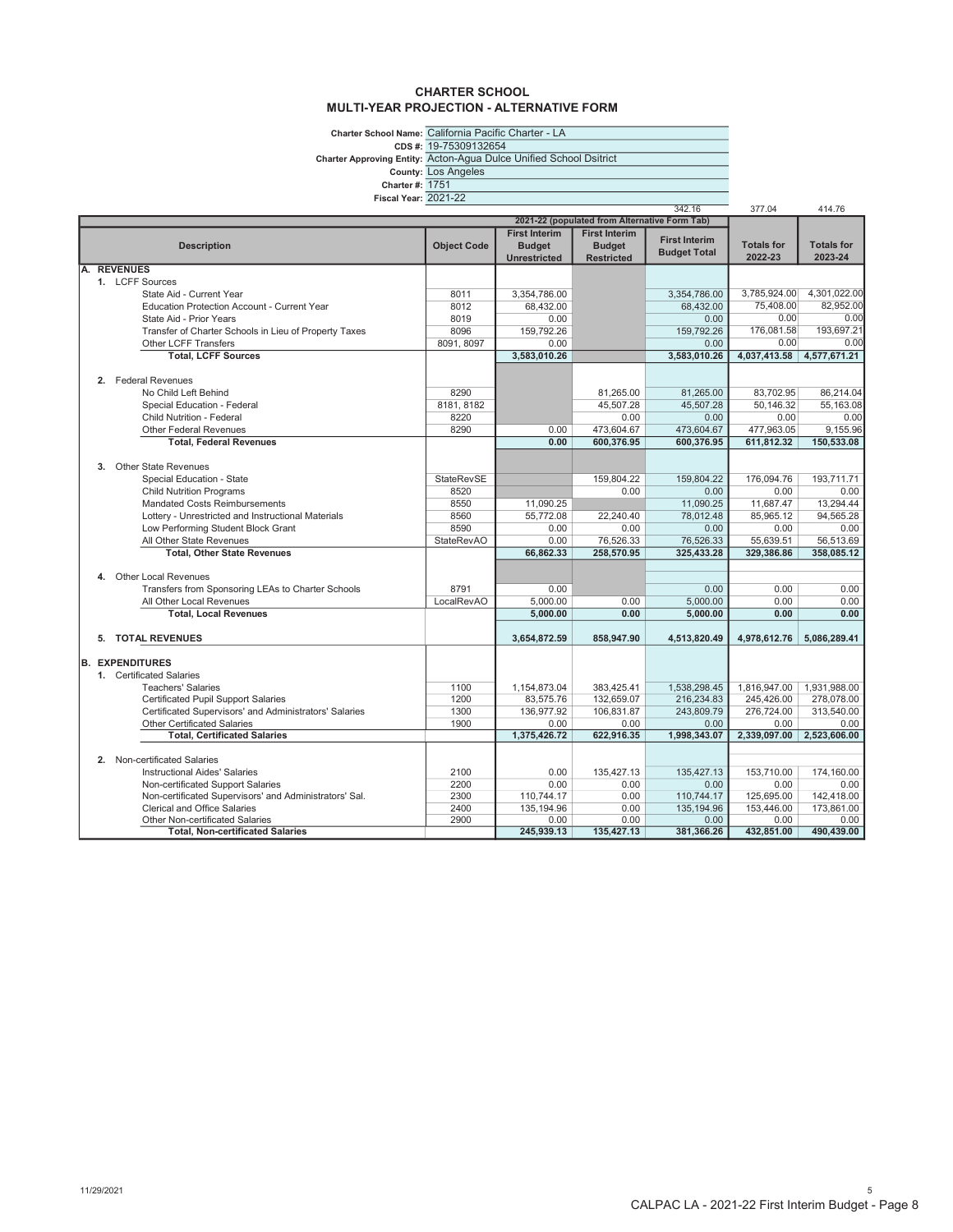# CHARTER SCHOOL
## MULTI-YEAR PROJECTION - ALTERNATIVE FORM

**Charter School Name:** California Pacific Charter - LA
**CDS #:** 19-75309132654
**Charter Approving Entity:** Acton-Agua Dulce Unified School Dsitrict
**County:** Los Angeles
**Charter #:** 1751
**Fiscal Year:** 2021-22

| | | | | 342.16 | 377.04 | 414.76 |
|---|---|---|---|---|---|---|
| | | 2021-22 (populated from Alternative Form Tab) | | | | |
| **Description** | **Object Code** | **First Interim Budget Unrestricted** | **First Interim Budget Restricted** | **First Interim Budget Total** | **Totals for 2022-23** | **Totals for 2023-24** |
| **A. REVENUES** | | | | | | |
| 1. LCFF Sources | | | | | | |
| State Aid - Current Year | 8011 | 3,354,786.00 | | 3,354,786.00 | 3,785,924.00 | 4,301,022.00 |
| Education Protection Account - Current Year | 8012 | 68,432.00 | | 68,432.00 | 75,408.00 | 82,952.00 |
| State Aid - Prior Years | 8019 | 0.00 | | 0.00 | 0.00 | 0.00 |
| Transfer of Charter Schools in Lieu of Property Taxes | 8096 | 159,792.26 | | 159,792.26 | 176,081.58 | 193,697.21 |
| Other LCFF Transfers | 8091, 8097 | 0.00 | | 0.00 | 0.00 | 0.00 |
| **Total, LCFF Sources** | | **3,583,010.26** | | **3,583,010.26** | **4,037,413.58** | **4,577,671.21** |
| 2. Federal Revenues | | | | | | |
| No Child Left Behind | 8290 | | 81,265.00 | 81,265.00 | 83,702.95 | 86,214.04 |
| Special Education - Federal | 8181, 8182 | | 45,507.28 | 45,507.28 | 50,146.32 | 55,163.08 |
| Child Nutrition - Federal | 8220 | | 0.00 | 0.00 | 0.00 | 0.00 |
| Other Federal Revenues | 8290 | 0.00 | 473,604.67 | 473,604.67 | 477,963.05 | 9,155.96 |
| **Total, Federal Revenues** | | **0.00** | **600,376.95** | **600,376.95** | **611,812.32** | **150,533.08** |
| 3. Other State Revenues | | | | | | |
| Special Education - State | StateRevSE | | 159,804.22 | 159,804.22 | 176,094.76 | 193,711.71 |
| Child Nutrition Programs | 8520 | | 0.00 | 0.00 | 0.00 | 0.00 |
| Mandated Costs Reimbursements | 8550 | 11,090.25 | | 11,090.25 | 11,687.47 | 13,294.44 |
| Lottery - Unrestricted and Instructional Materials | 8560 | 55,772.08 | 22,240.40 | 78,012.48 | 85,965.12 | 94,565.28 |
| Low Performing Student Block Grant | 8590 | 0.00 | 0.00 | 0.00 | 0.00 | 0.00 |
| All Other State Revenues | StateRevAO | 0.00 | 76,526.33 | 76,526.33 | 55,639.51 | 56,513.69 |
| **Total, Other State Revenues** | | **66,862.33** | **258,570.95** | **325,433.28** | **329,386.86** | **358,085.12** |
| 4. Other Local Revenues | | | | | | |
| Transfers from Sponsoring LEAs to Charter Schools | 8791 | 0.00 | | 0.00 | 0.00 | 0.00 |
| All Other Local Revenues | LocalRevAO | 5,000.00 | 0.00 | 5,000.00 | 0.00 | 0.00 |
| **Total, Local Revenues** | | **5,000.00** | **0.00** | **5,000.00** | **0.00** | **0.00** |
| **5. TOTAL REVENUES** | | **3,654,872.59** | **858,947.90** | **4,513,820.49** | **4,978,612.76** | **5,086,289.41** |
| **B. EXPENDITURES** | | | | | | |
| 1. Certificated Salaries | | | | | | |
| Teachers' Salaries | 1100 | 1,154,873.04 | 383,425.41 | 1,538,298.45 | 1,816,947.00 | 1,931,988.00 |
| Certificated Pupil Support Salaries | 1200 | 83,575.76 | 132,659.07 | 216,234.83 | 245,426.00 | 278,078.00 |
| Certificated Supervisors' and Administrators' Salaries | 1300 | 136,977.92 | 106,831.87 | 243,809.79 | 276,724.00 | 313,540.00 |
| Other Certificated Salaries | 1900 | 0.00 | 0.00 | 0.00 | 0.00 | 0.00 |
| **Total, Certificated Salaries** | | **1,375,426.72** | **622,916.35** | **1,998,343.07** | **2,339,097.00** | **2,523,606.00** |
| 2. Non-certificated Salaries | | | | | | |
| Instructional Aides' Salaries | 2100 | 0.00 | 135,427.13 | 135,427.13 | 153,710.00 | 174,160.00 |
| Non-certificated Support Salaries | 2200 | 0.00 | 0.00 | 0.00 | 0.00 | 0.00 |
| Non-certificated Supervisors' and Administrators' Sal. | 2300 | 110,744.17 | 0.00 | 110,744.17 | 125,695.00 | 142,418.00 |
| Clerical and Office Salaries | 2400 | 135,194.96 | 0.00 | 135,194.96 | 153,446.00 | 173,861.00 |
| Other Non-certificated Salaries | 2900 | 0.00 | 0.00 | 0.00 | 0.00 | 0.00 |
| **Total, Non-certificated Salaries** | | **245,939.13** | **135,427.13** | **381,366.26** | **432,851.00** | **490,439.00** |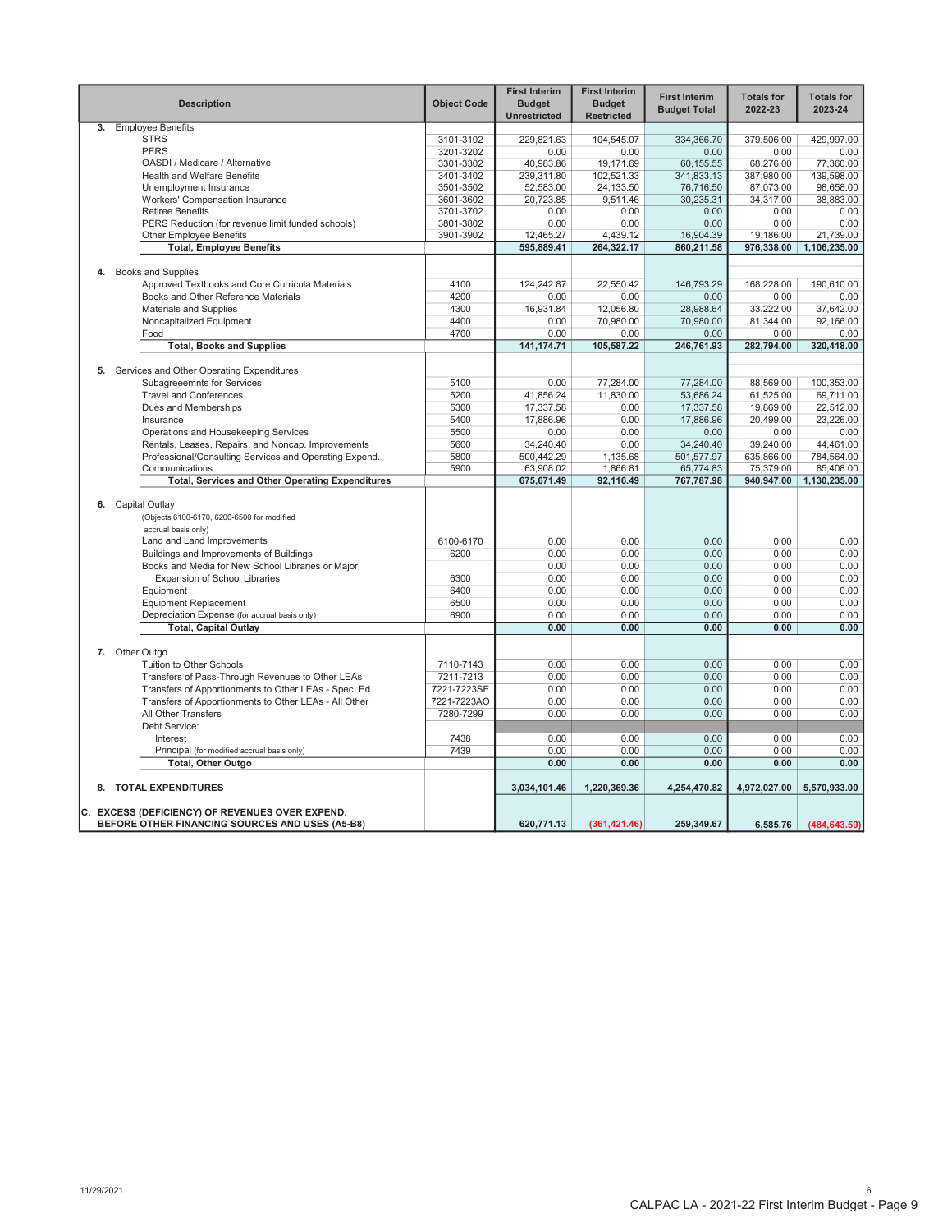| Description | Object Code | First Interim Budget Unrestricted | First Interim Budget Restricted | First Interim Budget Total | Totals for 2022-23 | Totals for 2023-24 |
|---|---|---|---|---|---|---|
| **3.** Employee Benefits | | | | | | |
| STRS | 3101-3102 | 229,821.63 | 104,545.07 | 334,366.70 | 379,506.00 | 429,997.00 |
| PERS | 3201-3202 | 0.00 | 0.00 | 0.00 | 0.00 | 0.00 |
| OASDI / Medicare / Alternative | 3301-3302 | 40,983.86 | 19,171.69 | 60,155.55 | 68,276.00 | 77,360.00 |
| Health and Welfare Benefits | 3401-3402 | 239,311.80 | 102,521.33 | 341,833.13 | 387,980.00 | 439,598.00 |
| Unemployment Insurance | 3501-3502 | 52,583.00 | 24,133.50 | 76,716.50 | 87,073.00 | 98,658.00 |
| Workers' Compensation Insurance | 3601-3602 | 20,723.85 | 9,511.46 | 30,235.31 | 34,317.00 | 38,883.00 |
| Retiree Benefits | 3701-3702 | 0.00 | 0.00 | 0.00 | 0.00 | 0.00 |
| PERS Reduction (for revenue limit funded schools) | 3801-3802 | 0.00 | 0.00 | 0.00 | 0.00 | 0.00 |
| Other Employee Benefits | 3901-3902 | 12,465.27 | 4,439.12 | 16,904.39 | 19,186.00 | 21,739.00 |
| **Total, Employee Benefits** | | **595,889.41** | **264,322.17** | **860,211.58** | **976,338.00** | **1,106,235.00** |
| **4.** Books and Supplies | | | | | | |
| Approved Textbooks and Core Curricula Materials | 4100 | 124,242.87 | 22,550.42 | 146,793.29 | 168,228.00 | 190,610.00 |
| Books and Other Reference Materials | 4200 | 0.00 | 0.00 | 0.00 | 0.00 | 0.00 |
| Materials and Supplies | 4300 | 16,931.84 | 12,056.80 | 28,988.64 | 33,222.00 | 37,642.00 |
| Noncapitalized Equipment | 4400 | 0.00 | 70,980.00 | 70,980.00 | 81,344.00 | 92,166.00 |
| Food | 4700 | 0.00 | 0.00 | 0.00 | 0.00 | 0.00 |
| **Total, Books and Supplies** | | **141,174.71** | **105,587.22** | **246,761.93** | **282,794.00** | **320,418.00** |
| **5.** Services and Other Operating Expenditures | | | | | | |
| Subagreeemnts for Services | 5100 | 0.00 | 77,284.00 | 77,284.00 | 88,569.00 | 100,353.00 |
| Travel and Conferences | 5200 | 41,856.24 | 11,830.00 | 53,686.24 | 61,525.00 | 69,711.00 |
| Dues and Memberships | 5300 | 17,337.58 | 0.00 | 17,337.58 | 19,869.00 | 22,512.00 |
| Insurance | 5400 | 17,886.96 | 0.00 | 17,886.96 | 20,499.00 | 23,226.00 |
| Operations and Housekeeping Services | 5500 | 0.00 | 0.00 | 0.00 | 0.00 | 0.00 |
| Rentals, Leases, Repairs, and Noncap. Improvements | 5600 | 34,240.40 | 0.00 | 34,240.40 | 39,240.00 | 44,461.00 |
| Professional/Consulting Services and Operating Expend. | 5800 | 500,442.29 | 1,135.68 | 501,577.97 | 635,866.00 | 784,564.00 |
| Communications | 5900 | 63,908.02 | 1,866.81 | 65,774.83 | 75,379.00 | 85,408.00 |
| **Total, Services and Other Operating Expenditures** | | **675,671.49** | **92,116.49** | **767,787.98** | **940,947.00** | **1,130,235.00** |
| **6.** Capital Outlay | | | | | | |
| (Objects 6100-6170, 6200-6500 for modified accrual basis only) | | | | | | |
| Land and Land Improvements | 6100-6170 | 0.00 | 0.00 | 0.00 | 0.00 | 0.00 |
| Buildings and Improvements of Buildings | 6200 | 0.00 | 0.00 | 0.00 | 0.00 | 0.00 |
| Books and Media for New School Libraries or Major Expansion of School Libraries | 6300 | 0.00 | 0.00 | 0.00 | 0.00 | 0.00 |
| Equipment | 6400 | 0.00 | 0.00 | 0.00 | 0.00 | 0.00 |
| Equipment Replacement | 6500 | 0.00 | 0.00 | 0.00 | 0.00 | 0.00 |
| Depreciation Expense (for accrual basis only) | 6900 | 0.00 | 0.00 | 0.00 | 0.00 | 0.00 |
| **Total, Capital Outlay** | | **0.00** | **0.00** | **0.00** | **0.00** | **0.00** |
| **7.** Other Outgo | | | | | | |
| Tuition to Other Schools | 7110-7143 | 0.00 | 0.00 | 0.00 | 0.00 | 0.00 |
| Transfers of Pass-Through Revenues to Other LEAs | 7211-7213 | 0.00 | 0.00 | 0.00 | 0.00 | 0.00 |
| Transfers of Apportionments to Other LEAs - Spec. Ed. | 7221-7223SE | 0.00 | 0.00 | 0.00 | 0.00 | 0.00 |
| Transfers of Apportionments to Other LEAs - All Other | 7221-7223AO | 0.00 | 0.00 | 0.00 | 0.00 | 0.00 |
| All Other Transfers | 7280-7299 | 0.00 | 0.00 | 0.00 | 0.00 | 0.00 |
| Debt Service: | | | | | | |
| Interest | 7438 | 0.00 | 0.00 | 0.00 | 0.00 | 0.00 |
| Principal (for modified accrual basis only) | 7439 | 0.00 | 0.00 | 0.00 | 0.00 | 0.00 |
| **Total, Other Outgo** | | **0.00** | **0.00** | **0.00** | **0.00** | **0.00** |
| **8. TOTAL EXPENDITURES** | | **3,034,101.46** | **1,220,369.36** | **4,254,470.82** | **4,972,027.00** | **5,570,933.00** |
| **C. EXCESS (DEFICIENCY) OF REVENUES OVER EXPEND. BEFORE OTHER FINANCING SOURCES AND USES (A5-B8)** | | **620,771.13** | **(361,421.46)** | **259,349.67** | **6,585.76** | **(484,643.59)** |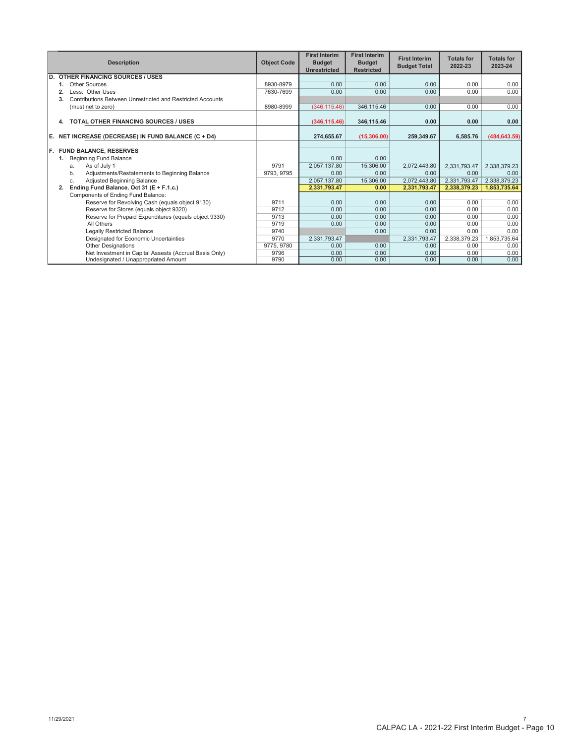| Description | Object Code | First Interim Budget Unrestricted | First Interim Budget Restricted | First Interim Budget Total | Totals for 2022-23 | Totals for 2023-24 |
|---|---|---|---|---|---|---|
| **D. OTHER FINANCING SOURCES / USES** | | | | | | |
| **1.** Other Sources | 8930-8979 | 0.00 | 0.00 | 0.00 | 0.00 | 0.00 |
| **2.** Less: Other Uses | 7630-7699 | 0.00 | 0.00 | 0.00 | 0.00 | 0.00 |
| **3.** Contributions Between Unrestricted and Restricted Accounts (must net to zero) | 8980-8999 | (346,115.46) | 346,115.46 | 0.00 | 0.00 | 0.00 |
| **4. TOTAL OTHER FINANCING SOURCES / USES** | | **(346,115.46)** | **346,115.46** | **0.00** | **0.00** | **0.00** |
| **E. NET INCREASE (DECREASE) IN FUND BALANCE (C + D4)** | | **274,655.67** | **(15,306.00)** | **259,349.67** | **6,585.76** | **(484,643.59)** |
| **F. FUND BALANCE, RESERVES** | | | | | | |
| **1.** Beginning Fund Balance | | 0.00 | 0.00 | | | |
| a. As of July 1 | 9791 | 2,057,137.80 | 15,306.00 | 2,072,443.80 | 2,331,793.47 | 2,338,379.23 |
| b. Adjustments/Restatements to Beginning Balance | 9793, 9795 | 0.00 | 0.00 | 0.00 | 0.00 | 0.00 |
| c. Adjusted Beginning Balance | | 2,057,137.80 | 15,306.00 | 2,072,443.80 | 2,331,793.47 | 2,338,379.23 |
| **2. Ending Fund Balance, Oct 31 (E + F.1.c.)** | | **2,331,793.47** | **0.00** | **2,331,793.47** | **2,338,379.23** | **1,853,735.64** |
| Components of Ending Fund Balance: | | | | | | |
| Reserve for Revolving Cash (equals object 9130) | 9711 | 0.00 | 0.00 | 0.00 | 0.00 | 0.00 |
| Reserve for Stores (equals object 9320) | 9712 | 0.00 | 0.00 | 0.00 | 0.00 | 0.00 |
| Reserve for Prepaid Expenditures (equals object 9330) | 9713 | 0.00 | 0.00 | 0.00 | 0.00 | 0.00 |
| All Others | 9719 | 0.00 | 0.00 | 0.00 | 0.00 | 0.00 |
| Legally Restricted Balance | 9740 | | 0.00 | 0.00 | 0.00 | 0.00 |
| Designated for Economic Uncertainties | 9770 | 2,331,793.47 | | 2,331,793.47 | 2,338,379.23 | 1,853,735.64 |
| Other Designations | 9775, 9780 | 0.00 | 0.00 | 0.00 | 0.00 | 0.00 |
| Net Investment in Capital Assests (Accrual Basis Only) | 9796 | 0.00 | 0.00 | 0.00 | 0.00 | 0.00 |
| Undesignated / Unappropriated Amount | 9790 | 0.00 | 0.00 | 0.00 | 0.00 | 0.00 |

11/29/2021

CALPAC LA - 2021-22 First Interim Budget - Page 10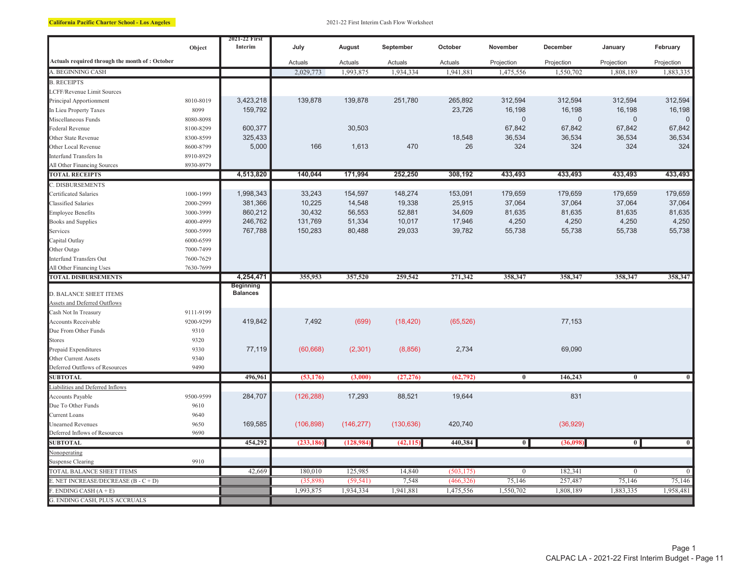**California Pacific Charter School - Los Angeles**

2021-22 First Interim Cash Flow Worksheet

| | Object | 2021-22 First Interim | July | August | September | October | November | December | January | February |
|---|---|---|---|---|---|---|---|---|---|---|
| Actuals required through the month of : October | | | Actuals | Actuals | Actuals | Actuals | Projection | Projection | Projection | Projection |
| A. BEGINNING CASH | | | 2,029,773 | 1,993,875 | 1,934,334 | 1,941,881 | 1,475,556 | 1,550,702 | 1,808,189 | 1,883,335 |
| B. RECEIPTS | | | | | | | | | | |
| LCFF/Revenue Limit Sources | | | | | | | | | | |
| Principal Apportionment | 8010-8019 | 3,423,218 | 139,878 | 139,878 | 251,780 | 265,892 | 312,594 | 312,594 | 312,594 | 312,594 |
| In Lieu Property Taxes | 8099 | 159,792 | | | | 23,726 | 16,198 | 16,198 | 16,198 | 16,198 |
| Miscellaneous Funds | 8080-8098 | | | | | | 0 | 0 | 0 | 0 |
| Federal Revenue | 8100-8299 | 600,377 | | 30,503 | | | 67,842 | 67,842 | 67,842 | 67,842 |
| Other State Revenue | 8300-8599 | 325,433 | | | | 18,548 | 36,534 | 36,534 | 36,534 | 36,534 |
| Other Local Revenue | 8600-8799 | 5,000 | 166 | 1,613 | 470 | 26 | 324 | 324 | 324 | 324 |
| Interfund Transfers In | 8910-8929 | | | | | | | | | |
| All Other Financing Sources | 8930-8979 | | | | | | | | | |
| **TOTAL RECEIPTS** | | **4,513,820** | **140,044** | **171,994** | **252,250** | **308,192** | **433,493** | **433,493** | **433,493** | **433,493** |
| C. DISBURSEMENTS | | | | | | | | | | |
| Certificated Salaries | 1000-1999 | 1,998,343 | 33,243 | 154,597 | 148,274 | 153,091 | 179,659 | 179,659 | 179,659 | 179,659 |
| Classified Salaries | 2000-2999 | 381,366 | 10,225 | 14,548 | 19,338 | 25,915 | 37,064 | 37,064 | 37,064 | 37,064 |
| Employee Benefits | 3000-3999 | 860,212 | 30,432 | 56,553 | 52,881 | 34,609 | 81,635 | 81,635 | 81,635 | 81,635 |
| Books and Supplies | 4000-4999 | 246,762 | 131,769 | 51,334 | 10,017 | 17,946 | 4,250 | 4,250 | 4,250 | 4,250 |
| Services | 5000-5999 | 767,788 | 150,283 | 80,488 | 29,033 | 39,782 | 55,738 | 55,738 | 55,738 | 55,738 |
| Capital Outlay | 6000-6599 | | | | | | | | | |
| Other Outgo | 7000-7499 | | | | | | | | | |
| Interfund Transfers Out | 7600-7629 | | | | | | | | | |
| All Other Financing Uses | 7630-7699 | | | | | | | | | |
| **TOTAL DISBURSEMENTS** | | **4,254,471** | **355,953** | **357,520** | **259,542** | **271,342** | **358,347** | **358,347** | **358,347** | **358,347** |
| D. BALANCE SHEET ITEMS | | Beginning Balances | | | | | | | | |
| Assets and Deferred Outflows | | | | | | | | | | |
| Cash Not In Treasury | 9111-9199 | | | | | | | | | |
| Accounts Receivable | 9200-9299 | 419,842 | 7,492 | (699) | (18,420) | (65,526) | | 77,153 | | |
| Due From Other Funds | 9310 | | | | | | | | | |
| Stores | 9320 | | | | | | | | | |
| Prepaid Expenditures | 9330 | 77,119 | (60,668) | (2,301) | (8,856) | 2,734 | | 69,090 | | |
| Other Current Assets | 9340 | | | | | | | | | |
| Deferred Outflows of Resources | 9490 | | | | | | | | | |
| **SUBTOTAL** | | **496,961** | **(53,176)** | **(3,000)** | **(27,276)** | **(62,792)** | **0** | **146,243** | **0** | **0** |
| Liabilities and Deferred Inflows | | | | | | | | | | |
| Accounts Payable | 9500-9599 | 284,707 | (126,288) | 17,293 | 88,521 | 19,644 | | 831 | | |
| Due To Other Funds | 9610 | | | | | | | | | |
| Current Loans | 9640 | | | | | | | | | |
| Unearned Revenues | 9650 | 169,585 | (106,898) | (146,277) | (130,636) | 420,740 | | (36,929) | | |
| Deferred Inflows of Resources | 9690 | | | | | | | | | |
| **SUBTOTAL** | | **454,292** | **(233,186)** | **(128,984)** | **(42,115)** | **440,384** | **0** | **(36,098)** | **0** | **0** |
| Nonoperating | | | | | | | | | | |
| Suspense Clearing | 9910 | | | | | | | | | |
| TOTAL BALANCE SHEET ITEMS | | 42,669 | 180,010 | 125,985 | 14,840 | (503,175) | 0 | 182,341 | 0 | 0 |
| E. NET INCREASE/DECREASE (B - C + D) | | | (35,898) | (59,541) | 7,548 | (466,326) | 75,146 | 257,487 | 75,146 | 75,146 |
| F. ENDING CASH (A + E) | | | 1,993,875 | 1,934,334 | 1,941,881 | 1,475,556 | 1,550,702 | 1,808,189 | 1,883,335 | 1,958,481 |
| G. ENDING CASH, PLUS ACCRUALS | | | | | | | | | | |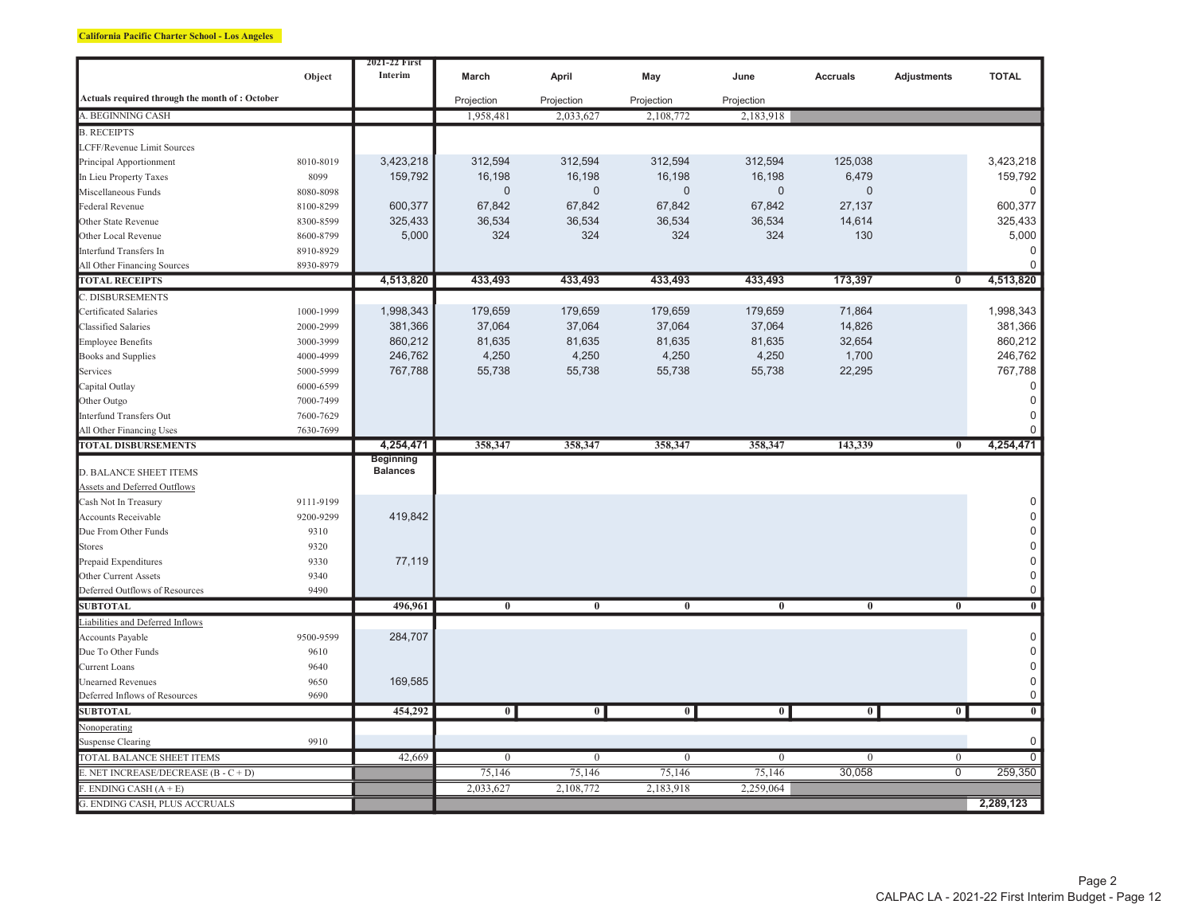**California Pacific Charter School - Los Angeles**

| | Object | 2021-22 First Interim | March | April | May | June | Accruals | Adjustments | TOTAL |
|---|---|---|---|---|---|---|---|---|---|
| Actuals required through the month of : October | | | Projection | Projection | Projection | Projection | | | |
| A. BEGINNING CASH | | | 1,958,481 | 2,033,627 | 2,108,772 | 2,183,918 | | | |
| B. RECEIPTS | | | | | | | | | |
| LCFF/Revenue Limit Sources | | | | | | | | | |
| Principal Apportionment | 8010-8019 | 3,423,218 | 312,594 | 312,594 | 312,594 | 312,594 | 125,038 | | 3,423,218 |
| In Lieu Property Taxes | 8099 | 159,792 | 16,198 | 16,198 | 16,198 | 16,198 | 6,479 | | 159,792 |
| Miscellaneous Funds | 8080-8098 | | 0 | 0 | 0 | 0 | 0 | | 0 |
| Federal Revenue | 8100-8299 | 600,377 | 67,842 | 67,842 | 67,842 | 67,842 | 27,137 | | 600,377 |
| Other State Revenue | 8300-8599 | 325,433 | 36,534 | 36,534 | 36,534 | 36,534 | 14,614 | | 325,433 |
| Other Local Revenue | 8600-8799 | 5,000 | 324 | 324 | 324 | 324 | 130 | | 5,000 |
| Interfund Transfers In | 8910-8929 | | | | | | | | 0 |
| All Other Financing Sources | 8930-8979 | | | | | | | | 0 |
| **TOTAL RECEIPTS** | | **4,513,820** | **433,493** | **433,493** | **433,493** | **433,493** | **173,397** | **0** | **4,513,820** |
| C. DISBURSEMENTS | | | | | | | | | |
| Certificated Salaries | 1000-1999 | 1,998,343 | 179,659 | 179,659 | 179,659 | 179,659 | 71,864 | | 1,998,343 |
| Classified Salaries | 2000-2999 | 381,366 | 37,064 | 37,064 | 37,064 | 37,064 | 14,826 | | 381,366 |
| Employee Benefits | 3000-3999 | 860,212 | 81,635 | 81,635 | 81,635 | 81,635 | 32,654 | | 860,212 |
| Books and Supplies | 4000-4999 | 246,762 | 4,250 | 4,250 | 4,250 | 4,250 | 1,700 | | 246,762 |
| Services | 5000-5999 | 767,788 | 55,738 | 55,738 | 55,738 | 55,738 | 22,295 | | 767,788 |
| Capital Outlay | 6000-6599 | | | | | | | | 0 |
| Other Outgo | 7000-7499 | | | | | | | | 0 |
| Interfund Transfers Out | 7600-7629 | | | | | | | | 0 |
| All Other Financing Uses | 7630-7699 | | | | | | | | 0 |
| **TOTAL DISBURSEMENTS** | | **4,254,471** | **358,347** | **358,347** | **358,347** | **358,347** | **143,339** | **0** | **4,254,471** |
| D. BALANCE SHEET ITEMS | | **Beginning Balances** | | | | | | | |
| Assets and Deferred Outflows | | | | | | | | | |
| Cash Not In Treasury | 9111-9199 | | | | | | | | 0 |
| Accounts Receivable | 9200-9299 | 419,842 | | | | | | | 0 |
| Due From Other Funds | 9310 | | | | | | | | 0 |
| Stores | 9320 | | | | | | | | 0 |
| Prepaid Expenditures | 9330 | 77,119 | | | | | | | 0 |
| Other Current Assets | 9340 | | | | | | | | 0 |
| Deferred Outflows of Resources | 9490 | | | | | | | | 0 |
| **SUBTOTAL** | | **496,961** | **0** | **0** | **0** | **0** | **0** | **0** | **0** |
| Liabilities and Deferred Inflows | | | | | | | | | |
| Accounts Payable | 9500-9599 | 284,707 | | | | | | | 0 |
| Due To Other Funds | 9610 | | | | | | | | 0 |
| Current Loans | 9640 | | | | | | | | 0 |
| Unearned Revenues | 9650 | 169,585 | | | | | | | 0 |
| Deferred Inflows of Resources | 9690 | | | | | | | | 0 |
| **SUBTOTAL** | | **454,292** | **0** | **0** | **0** | **0** | **0** | **0** | **0** |
| Nonoperating | | | | | | | | | |
| Suspense Clearing | 9910 | | | | | | | | 0 |
| TOTAL BALANCE SHEET ITEMS | | 42,669 | 0 | 0 | 0 | 0 | 0 | 0 | 0 |
| E. NET INCREASE/DECREASE (B - C + D) | | | 75,146 | 75,146 | 75,146 | 75,146 | 30,058 | 0 | 259,350 |
| F. ENDING CASH (A + E) | | | 2,033,627 | 2,108,772 | 2,183,918 | 2,259,064 | | | |
| G. ENDING CASH, PLUS ACCRUALS | | | | | | | | | **2,289,123** |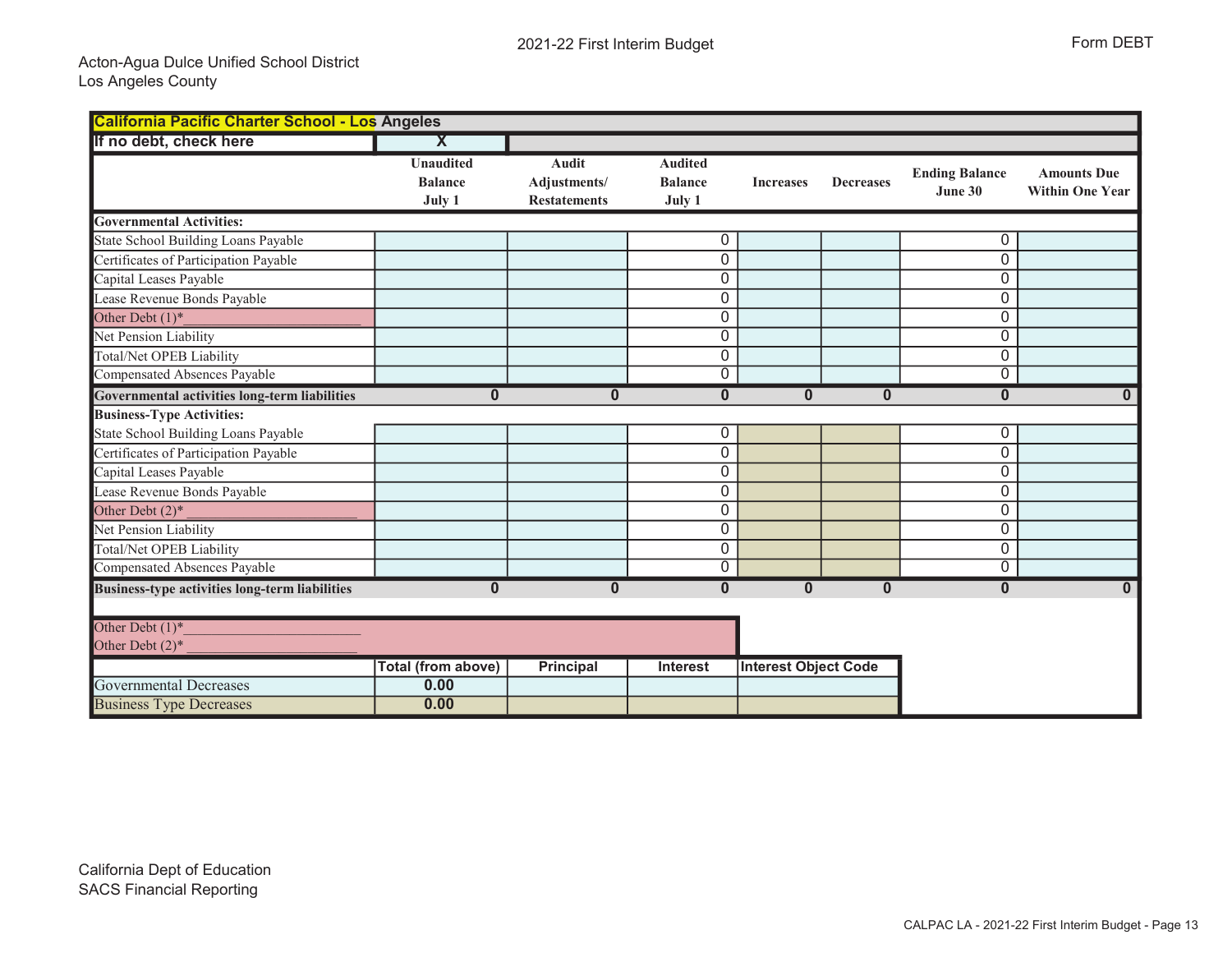2021-22 First Interim Budget

Form DEBT

Acton-Agua Dulce Unified School District
Los Angeles County

| California Pacific Charter School - Los Angeles | | | | | | | |
|---|---|---|---|---|---|---|---|
| If no debt, check here | X | | | | | | |
| | Unaudited Balance July 1 | Audit Adjustments/ Restatements | Audited Balance July 1 | Increases | Decreases | Ending Balance June 30 | Amounts Due Within One Year |
| **Governmental Activities:** | | | | | | | |
| State School Building Loans Payable | | | 0 | | | 0 | |
| Certificates of Participation Payable | | | 0 | | | 0 | |
| Capital Leases Payable | | | 0 | | | 0 | |
| Lease Revenue Bonds Payable | | | 0 | | | 0 | |
| Other Debt (1)*________________________ | | | 0 | | | 0 | |
| Net Pension Liability | | | 0 | | | 0 | |
| Total/Net OPEB Liability | | | 0 | | | 0 | |
| Compensated Absences Payable | | | 0 | | | 0 | |
| **Governmental activities long-term liabilities** | **0** | **0** | **0** | **0** | **0** | **0** | **0** |
| **Business-Type Activities:** | | | | | | | |
| State School Building Loans Payable | | | 0 | | | 0 | |
| Certificates of Participation Payable | | | 0 | | | 0 | |
| Capital Leases Payable | | | 0 | | | 0 | |
| Lease Revenue Bonds Payable | | | 0 | | | 0 | |
| Other Debt (2)* ________________________ | | | 0 | | | 0 | |
| Net Pension Liability | | | 0 | | | 0 | |
| Total/Net OPEB Liability | | | 0 | | | 0 | |
| Compensated Absences Payable | | | 0 | | | 0 | |
| **Business-type activities long-term liabilities** | **0** | **0** | **0** | **0** | **0** | **0** | **0** |

Other Debt (1)*________________________
Other Debt (2)* ________________________

| | Total (from above) | Principal | Interest | Interest Object Code |
|---|---|---|---|---|
| Governmental Decreases | 0.00 | | | |
| Business Type Decreases | 0.00 | | | |

California Dept of Education
SACS Financial Reporting